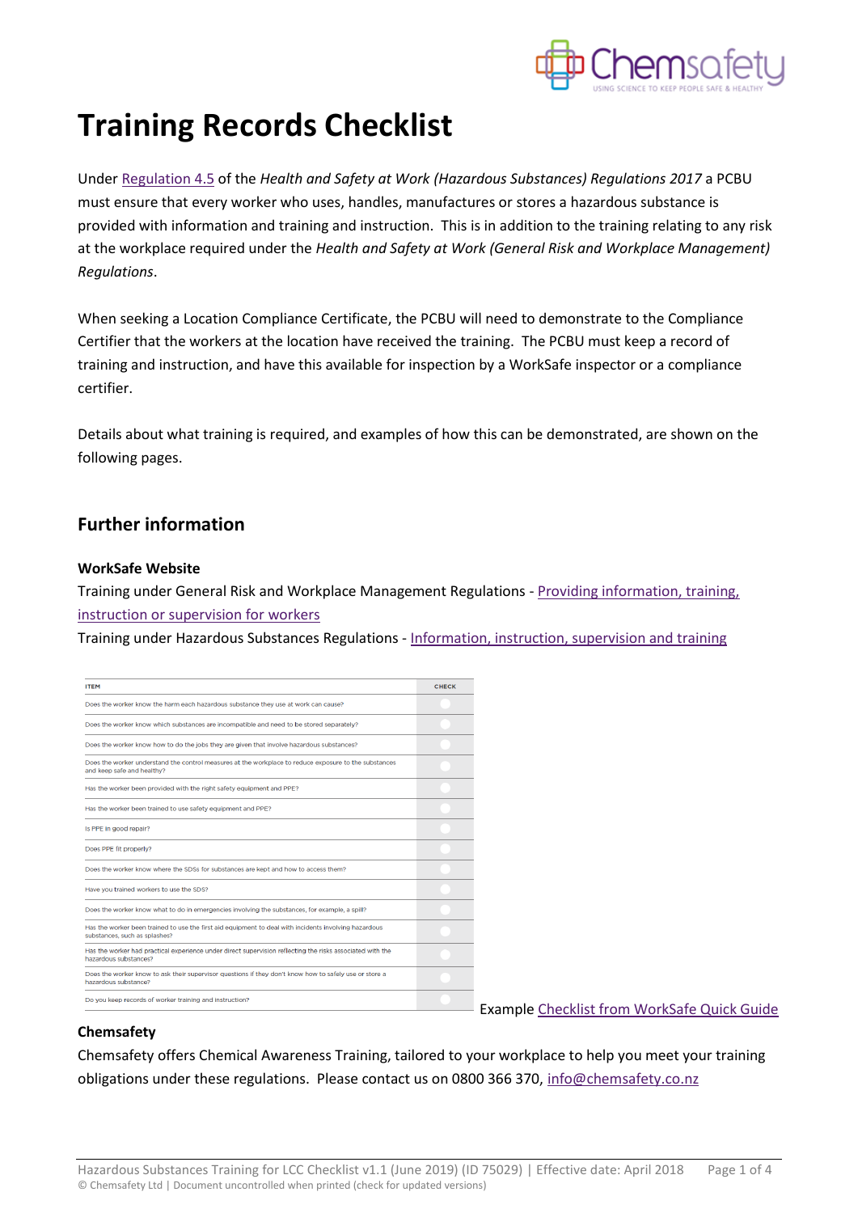# Training Records Checklist

Under Regulation 4.5 of the *Health and Safety at Work (Hazardous Substances) Regulations 2017* a PCBU must ensure that every worker who uses, handles, manufactures or stores a hazardous substance is provided with information and training and instruction. This is in addition to the training relating to any risk at the workplace required under the *Health and Safety at Work (General Risk and Workplace Management) Regulations*.

When seeking a Location Compliance Certificate, the PCBU will need to demonstrate to the Compliance Certifier that the workers at the location have received the training. The PCBU must keep a record of training and instruction, and have this available for inspection by a WorkSafe inspector or a compliance certifier.

Details about what training is required, and examples of how this can be demonstrated, are shown on the following pages.

## Further information

**WorkSafe Website**

Training under General Risk and Workplace Management Regulations - Providing information, training, instruction or supervision for workers

Training under Hazardous Substances Regulations - Information, instruction, supervision and training

| ITEM | CHECK |
| --- | --- |
| Does the worker know the harm each hazardous substance they use at work can cause? | |
| Does the worker know which substances are incompatible and need to be stored separately? | |
| Does the worker know how to do the jobs they are given that involve hazardous substances? | |
| Does the worker understand the control measures at the workplace to reduce exposure to the substances and keep safe and healthy? | |
| Has the worker been provided with the right safety equipment and PPE? | |
| Has the worker been trained to use safety equipment and PPE? | |
| Is PPE in good repair? | |
| Does PPE fit properly? | |
| Does the worker know where the SDSs for substances are kept and how to access them? | |
| Have you trained workers to use the SDS? | |
| Does the worker know what to do in emergencies involving the substances, for example, a spill? | |
| Has the worker been trained to use the first aid equipment to deal with incidents involving hazardous substances, such as splashes? | |
| Has the worker had practical experience under direct supervision reflecting the risks associated with the hazardous substances? | |
| Does the worker know to ask their supervisor questions if they don't know how to safely use or store a hazardous substance? | |
| Do you keep records of worker training and instruction? | |

Example Checklist from WorkSafe Quick Guide

**Chemsafety**

Chemsafety offers Chemical Awareness Training, tailored to your workplace to help you meet your training obligations under these regulations. Please contact us on 0800 366 370, info@chemsafety.co.nz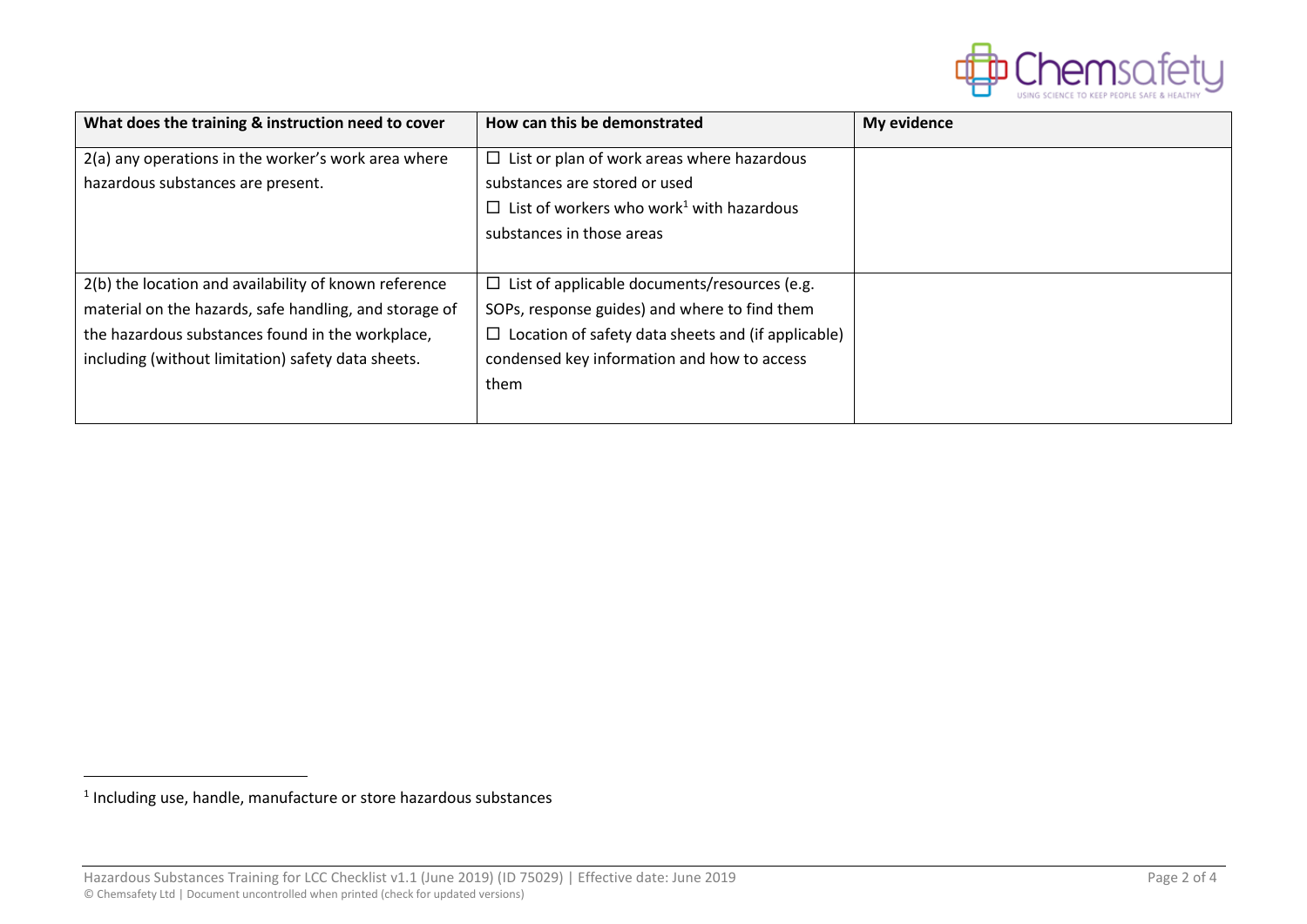| What does the training & instruction need to cover | How can this be demonstrated | My evidence |
|---|---|---|
| 2(a) any operations in the worker's work area where hazardous substances are present. | ☐ List or plan of work areas where hazardous substances are stored or used<br>☐ List of workers who work[1] with hazardous substances in those areas | |
| 2(b) the location and availability of known reference material on the hazards, safe handling, and storage of the hazardous substances found in the workplace, including (without limitation) safety data sheets. | ☐ List of applicable documents/resources (e.g. SOPs, response guides) and where to find them<br>☐ Location of safety data sheets and (if applicable) condensed key information and how to access them | |

[1] Including use, handle, manufacture or store hazardous substances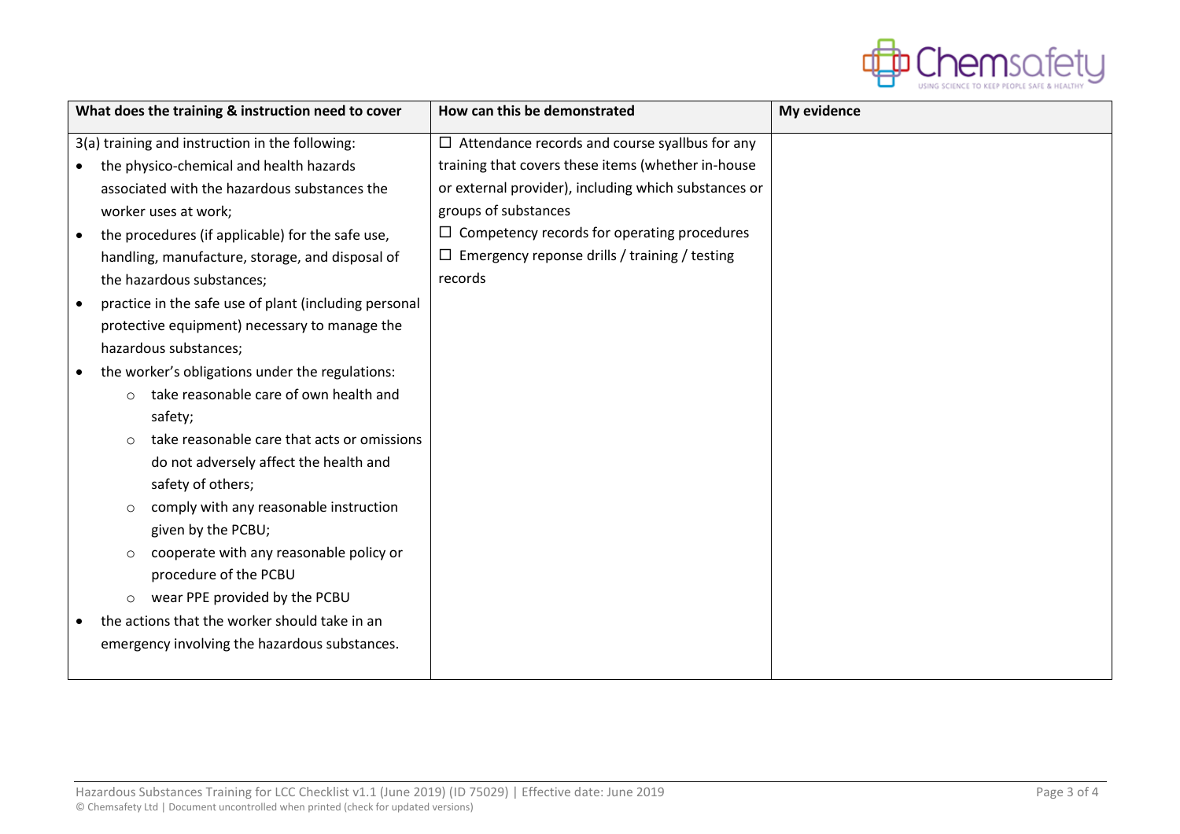| What does the training & instruction need to cover | How can this be demonstrated | My evidence |
|---|---|---|
| 3(a) training and instruction in the following:<br>• the physico-chemical and health hazards associated with the hazardous substances the worker uses at work;<br>• the procedures (if applicable) for the safe use, handling, manufacture, storage, and disposal of the hazardous substances;<br>• practice in the safe use of plant (including personal protective equipment) necessary to manage the hazardous substances;<br>• the worker's obligations under the regulations:<br>&nbsp;&nbsp;&nbsp;&nbsp;○ take reasonable care of own health and safety;<br>&nbsp;&nbsp;&nbsp;&nbsp;○ take reasonable care that acts or omissions do not adversely affect the health and safety of others;<br>&nbsp;&nbsp;&nbsp;&nbsp;○ comply with any reasonable instruction given by the PCBU;<br>&nbsp;&nbsp;&nbsp;&nbsp;○ cooperate with any reasonable policy or procedure of the PCBU<br>&nbsp;&nbsp;&nbsp;&nbsp;○ wear PPE provided by the PCBU<br>• the actions that the worker should take in an emergency involving the hazardous substances. | ☐ Attendance records and course syallbus for any training that covers these items (whether in-house or external provider), including which substances or groups of substances<br>☐ Competency records for operating procedures<br>☐ Emergency reponse drills / training / testing records | |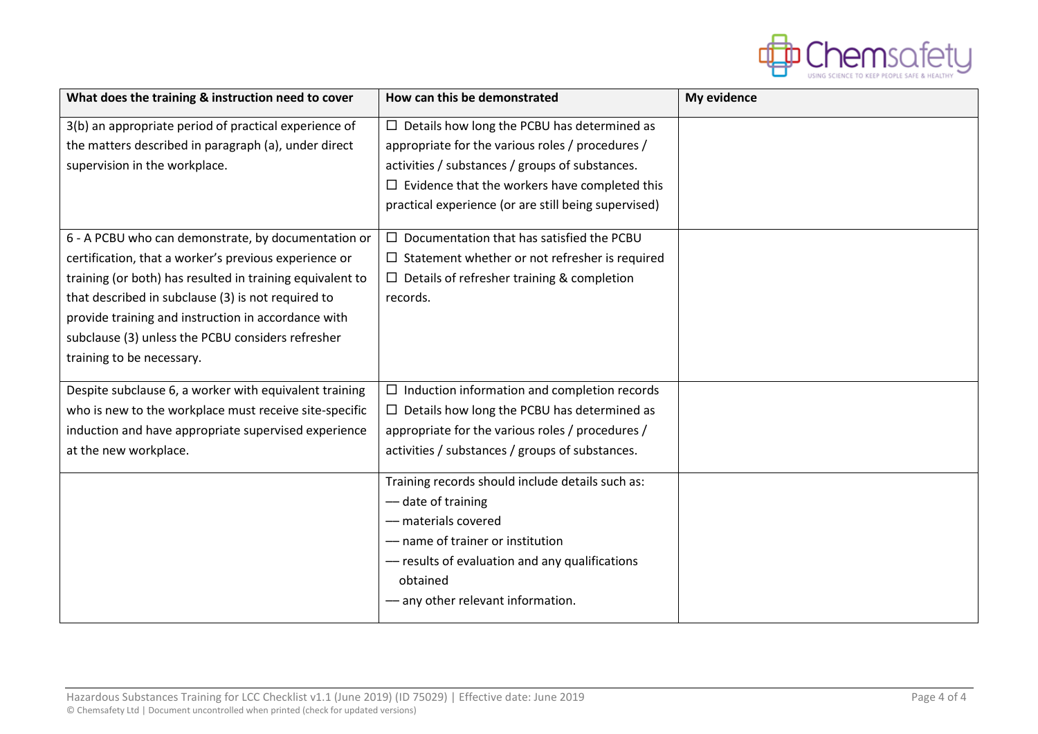| What does the training & instruction need to cover | How can this be demonstrated | My evidence |
|---|---|---|
| 3(b) an appropriate period of practical experience of the matters described in paragraph (a), under direct supervision in the workplace. | ☐ Details how long the PCBU has determined as appropriate for the various roles / procedures / activities / substances / groups of substances.<br>☐ Evidence that the workers have completed this practical experience (or are still being supervised) | |
| 6 - A PCBU who can demonstrate, by documentation or certification, that a worker's previous experience or training (or both) has resulted in training equivalent to that described in subclause (3) is not required to provide training and instruction in accordance with subclause (3) unless the PCBU considers refresher training to be necessary. | ☐ Documentation that has satisfied the PCBU<br>☐ Statement whether or not refresher is required<br>☐ Details of refresher training & completion records. | |
| Despite subclause 6, a worker with equivalent training who is new to the workplace must receive site-specific induction and have appropriate supervised experience at the new workplace. | ☐ Induction information and completion records<br>☐ Details how long the PCBU has determined as appropriate for the various roles / procedures / activities / substances / groups of substances. | |
| | Training records should include details such as:<br>— date of training<br>— materials covered<br>— name of trainer or institution<br>— results of evaluation and any qualifications obtained<br>— any other relevant information. | |